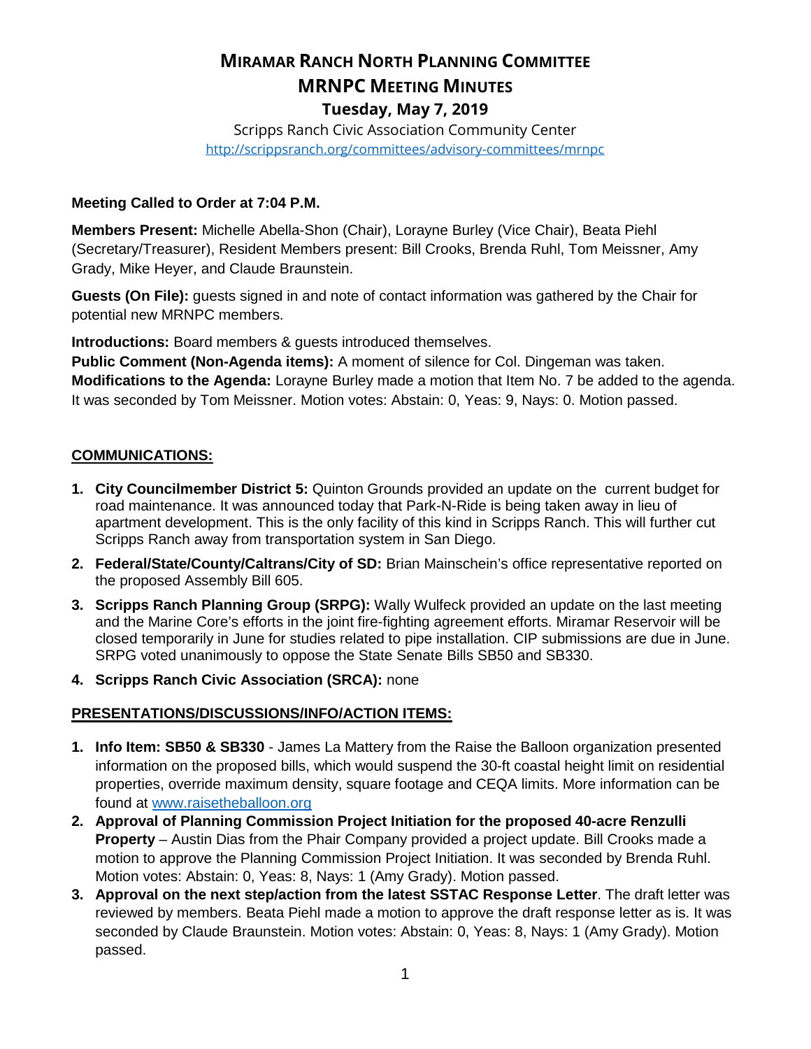# MIRAMAR RANCH NORTH PLANNING COMMITTEE
# MRNPC MEETING MINUTES
## Tuesday, May 7, 2019

Scripps Ranch Civic Association Community Center
http://scrippsranch.org/committees/advisory-committees/mrnpc

**Meeting Called to Order at 7:04 P.M.**

**Members Present:** Michelle Abella-Shon (Chair), Lorayne Burley (Vice Chair), Beata Piehl (Secretary/Treasurer), Resident Members present: Bill Crooks, Brenda Ruhl, Tom Meissner, Amy Grady, Mike Heyer, and Claude Braunstein.

**Guests (On File):** guests signed in and note of contact information was gathered by the Chair for potential new MRNPC members.

**Introductions:** Board members & guests introduced themselves.
**Public Comment (Non-Agenda items):** A moment of silence for Col. Dingeman was taken.
**Modifications to the Agenda:** Lorayne Burley made a motion that Item No. 7 be added to the agenda. It was seconded by Tom Meissner. Motion votes: Abstain: 0, Yeas: 9, Nays: 0. Motion passed.

## COMMUNICATIONS:

1. **City Councilmember District 5:** Quinton Grounds provided an update on the current budget for road maintenance. It was announced today that Park-N-Ride is being taken away in lieu of apartment development. This is the only facility of this kind in Scripps Ranch. This will further cut Scripps Ranch away from transportation system in San Diego.
2. **Federal/State/County/Caltrans/City of SD:** Brian Mainschein's office representative reported on the proposed Assembly Bill 605.
3. **Scripps Ranch Planning Group (SRPG):** Wally Wulfeck provided an update on the last meeting and the Marine Core's efforts in the joint fire-fighting agreement efforts. Miramar Reservoir will be closed temporarily in June for studies related to pipe installation. CIP submissions are due in June. SRPG voted unanimously to oppose the State Senate Bills SB50 and SB330.
4. **Scripps Ranch Civic Association (SRCA):** none

## PRESENTATIONS/DISCUSSIONS/INFO/ACTION ITEMS:

1. **Info Item: SB50 & SB330** - James La Mattery from the Raise the Balloon organization presented information on the proposed bills, which would suspend the 30-ft coastal height limit on residential properties, override maximum density, square footage and CEQA limits. More information can be found at www.raisetheballoon.org
2. **Approval of Planning Commission Project Initiation for the proposed 40-acre Renzulli Property** – Austin Dias from the Phair Company provided a project update. Bill Crooks made a motion to approve the Planning Commission Project Initiation. It was seconded by Brenda Ruhl. Motion votes: Abstain: 0, Yeas: 8, Nays: 1 (Amy Grady). Motion passed.
3. **Approval on the next step/action from the latest SSTAC Response Letter**. The draft letter was reviewed by members. Beata Piehl made a motion to approve the draft response letter as is. It was seconded by Claude Braunstein. Motion votes: Abstain: 0, Yeas: 8, Nays: 1 (Amy Grady). Motion passed.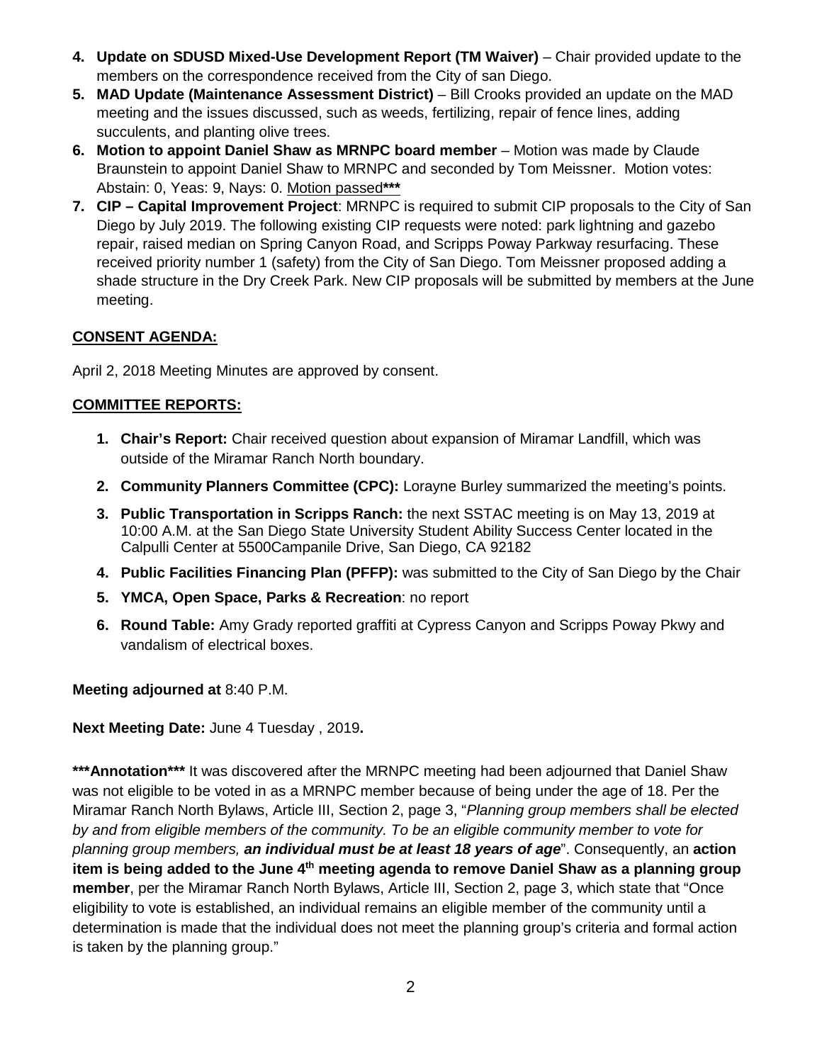4. **Update on SDUSD Mixed-Use Development Report (TM Waiver)** – Chair provided update to the members on the correspondence received from the City of san Diego.
5. **MAD Update (Maintenance Assessment District)** – Bill Crooks provided an update on the MAD meeting and the issues discussed, such as weeds, fertilizing, repair of fence lines, adding succulents, and planting olive trees.
6. **Motion to appoint Daniel Shaw as MRNPC board member** – Motion was made by Claude Braunstein to appoint Daniel Shaw to MRNPC and seconded by Tom Meissner. Motion votes: Abstain: 0, Yeas: 9, Nays: 0. Motion passed**\*\*\***
7. **CIP – Capital Improvement Project**: MRNPC is required to submit CIP proposals to the City of San Diego by July 2019. The following existing CIP requests were noted: park lightning and gazebo repair, raised median on Spring Canyon Road, and Scripps Poway Parkway resurfacing. These received priority number 1 (safety) from the City of San Diego. Tom Meissner proposed adding a shade structure in the Dry Creek Park. New CIP proposals will be submitted by members at the June meeting.

**CONSENT AGENDA:**

April 2, 2018 Meeting Minutes are approved by consent.

**COMMITTEE REPORTS:**

1. **Chair's Report:** Chair received question about expansion of Miramar Landfill, which was outside of the Miramar Ranch North boundary.
2. **Community Planners Committee (CPC):** Lorayne Burley summarized the meeting's points.
3. **Public Transportation in Scripps Ranch:** the next SSTAC meeting is on May 13, 2019 at 10:00 A.M. at the San Diego State University Student Ability Success Center located in the Calpulli Center at 5500Campanile Drive, San Diego, CA 92182
4. **Public Facilities Financing Plan (PFFP):** was submitted to the City of San Diego by the Chair
5. **YMCA, Open Space, Parks & Recreation**: no report
6. **Round Table:** Amy Grady reported graffiti at Cypress Canyon and Scripps Poway Pkwy and vandalism of electrical boxes.

**Meeting adjourned at** 8:40 P.M.

**Next Meeting Date:** June 4 Tuesday , 2019**.**

**\*\*\*Annotation\*\*\*** It was discovered after the MRNPC meeting had been adjourned that Daniel Shaw was not eligible to be voted in as a MRNPC member because of being under the age of 18. Per the Miramar Ranch North Bylaws, Article III, Section 2, page 3, "*Planning group members shall be elected by and from eligible members of the community. To be an eligible community member to vote for planning group members, **an individual must be at least 18 years of age***". Consequently, an **action item is being added to the June 4th meeting agenda to remove Daniel Shaw as a planning group member**, per the Miramar Ranch North Bylaws, Article III, Section 2, page 3, which state that "Once eligibility to vote is established, an individual remains an eligible member of the community until a determination is made that the individual does not meet the planning group's criteria and formal action is taken by the planning group."